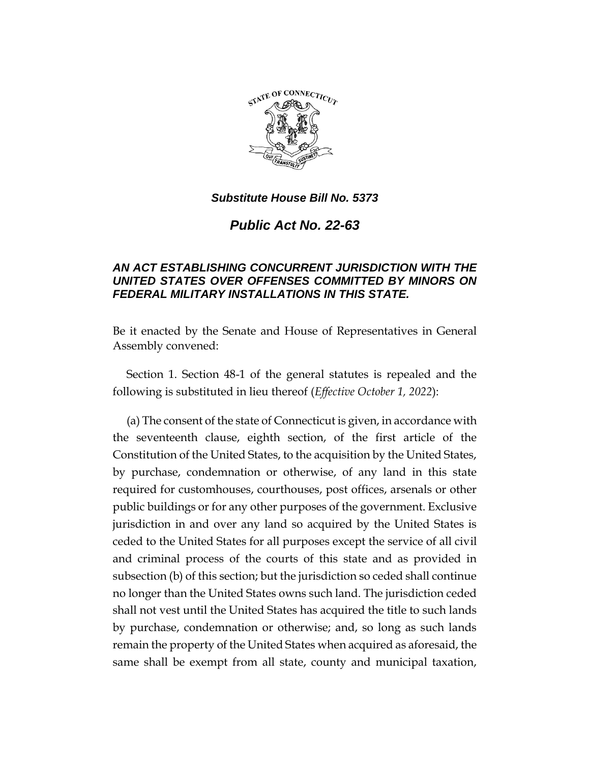***Substitute House Bill No. 5373***

# *Public Act No. 22-63*

## *AN ACT ESTABLISHING CONCURRENT JURISDICTION WITH THE UNITED STATES OVER OFFENSES COMMITTED BY MINORS ON FEDERAL MILITARY INSTALLATIONS IN THIS STATE.*

Be it enacted by the Senate and House of Representatives in General Assembly convened:

Section 1. Section 48-1 of the general statutes is repealed and the following is substituted in lieu thereof (*Effective October 1, 2022*):

(a) The consent of the state of Connecticut is given, in accordance with the seventeenth clause, eighth section, of the first article of the Constitution of the United States, to the acquisition by the United States, by purchase, condemnation or otherwise, of any land in this state required for customhouses, courthouses, post offices, arsenals or other public buildings or for any other purposes of the government. Exclusive jurisdiction in and over any land so acquired by the United States is ceded to the United States for all purposes except the service of all civil and criminal process of the courts of this state and as provided in subsection (b) of this section; but the jurisdiction so ceded shall continue no longer than the United States owns such land. The jurisdiction ceded shall not vest until the United States has acquired the title to such lands by purchase, condemnation or otherwise; and, so long as such lands remain the property of the United States when acquired as aforesaid, the same shall be exempt from all state, county and municipal taxation,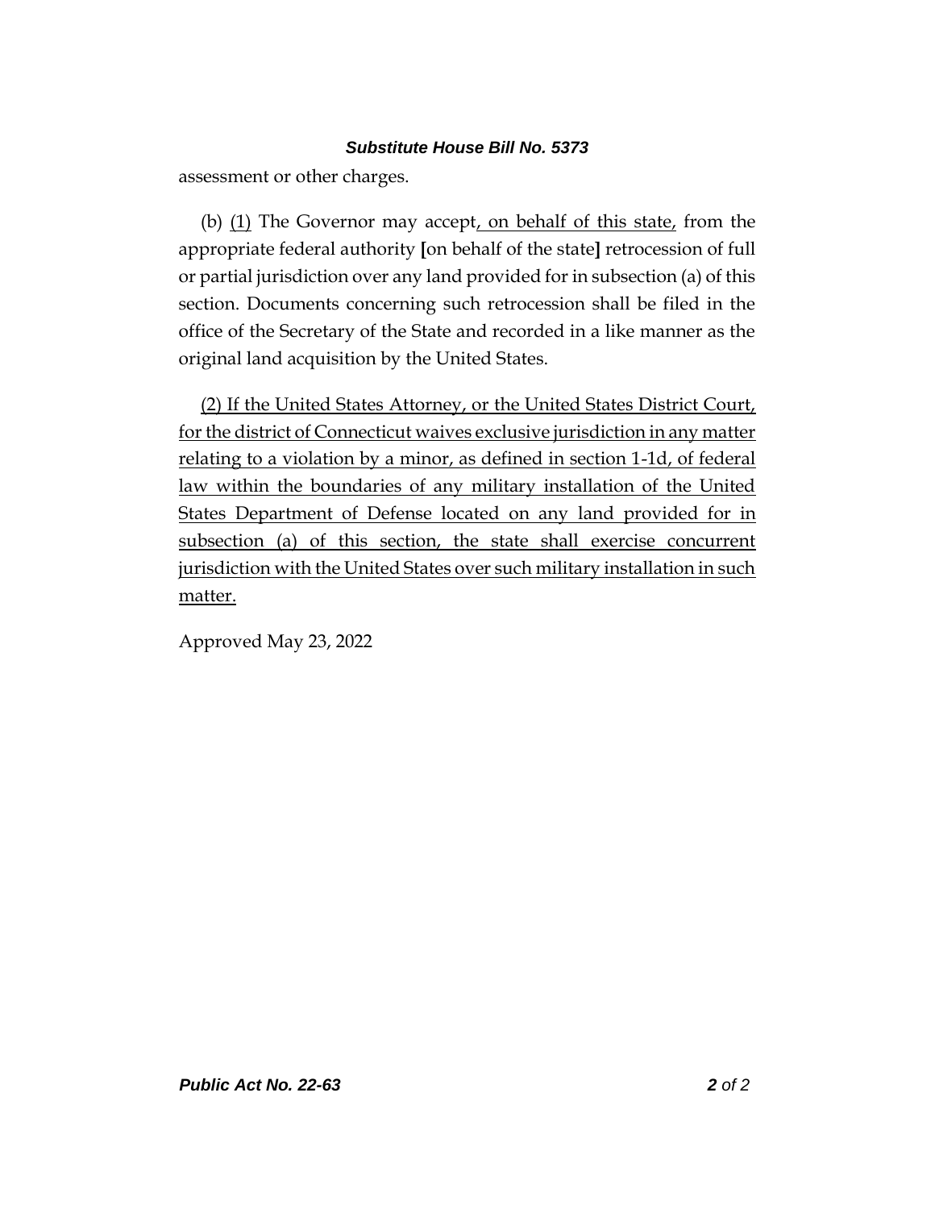assessment or other charges.

(b) <u>(1)</u> The Governor may accept<u>, on behalf of this state,</u> from the appropriate federal authority **[**on behalf of the state**]** retrocession of full or partial jurisdiction over any land provided for in subsection (a) of this section. Documents concerning such retrocession shall be filed in the office of the Secretary of the State and recorded in a like manner as the original land acquisition by the United States.

<u>(2) If the United States Attorney, or the United States District Court, for the district of Connecticut waives exclusive jurisdiction in any matter relating to a violation by a minor, as defined in section 1-1d, of federal law within the boundaries of any military installation of the United States Department of Defense located on any land provided for in subsection (a) of this section, the state shall exercise concurrent jurisdiction with the United States over such military installation in such matter.</u>

Approved May 23, 2022